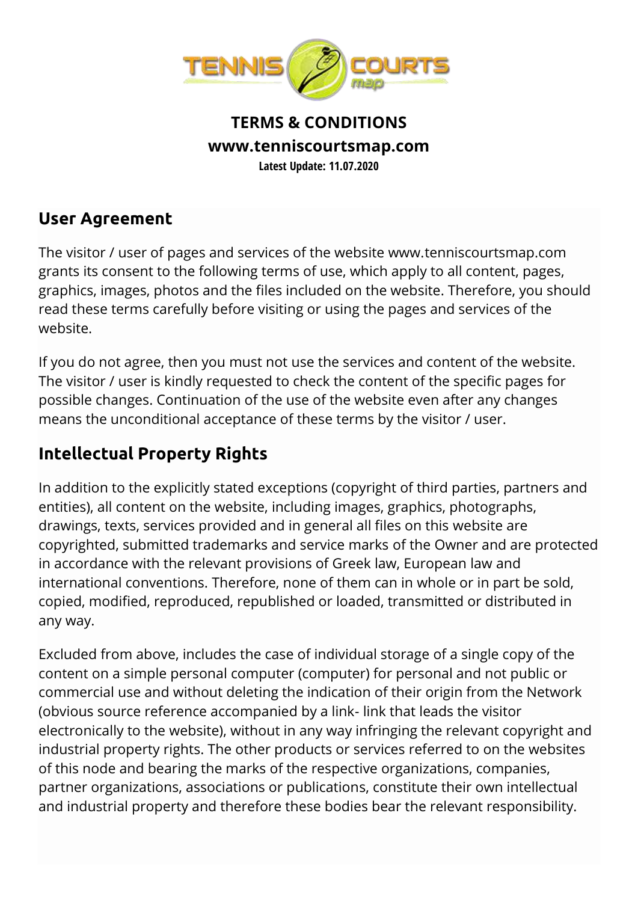# TERMS & CONDITIONS

**www.tenniscourtsmap.com**

**Latest Update: 11.07.2020**

## User Agreement

The visitor / user of pages and services of the website www.tenniscourtsmap.com grants its consent to the following terms of use, which apply to all content, pages, graphics, images, photos and the files included on the website. Therefore, you should read these terms carefully before visiting or using the pages and services of the website.

If you do not agree, then you must not use the services and content of the website. The visitor / user is kindly requested to check the content of the specific pages for possible changes. Continuation of the use of the website even after any changes means the unconditional acceptance of these terms by the visitor / user.

## Intellectual Property Rights

In addition to the explicitly stated exceptions (copyright of third parties, partners and entities), all content on the website, including images, graphics, photographs, drawings, texts, services provided and in general all files on this website are copyrighted, submitted trademarks and service marks of the Owner and are protected in accordance with the relevant provisions of Greek law, European law and international conventions. Therefore, none of them can in whole or in part be sold, copied, modified, reproduced, republished or loaded, transmitted or distributed in any way.

Excluded from above, includes the case of individual storage of a single copy of the content on a simple personal computer (computer) for personal and not public or commercial use and without deleting the indication of their origin from the Network (obvious source reference accompanied by a link- link that leads the visitor electronically to the website), without in any way infringing the relevant copyright and industrial property rights. The other products or services referred to on the websites of this node and bearing the marks of the respective organizations, companies, partner organizations, associations or publications, constitute their own intellectual and industrial property and therefore these bodies bear the relevant responsibility.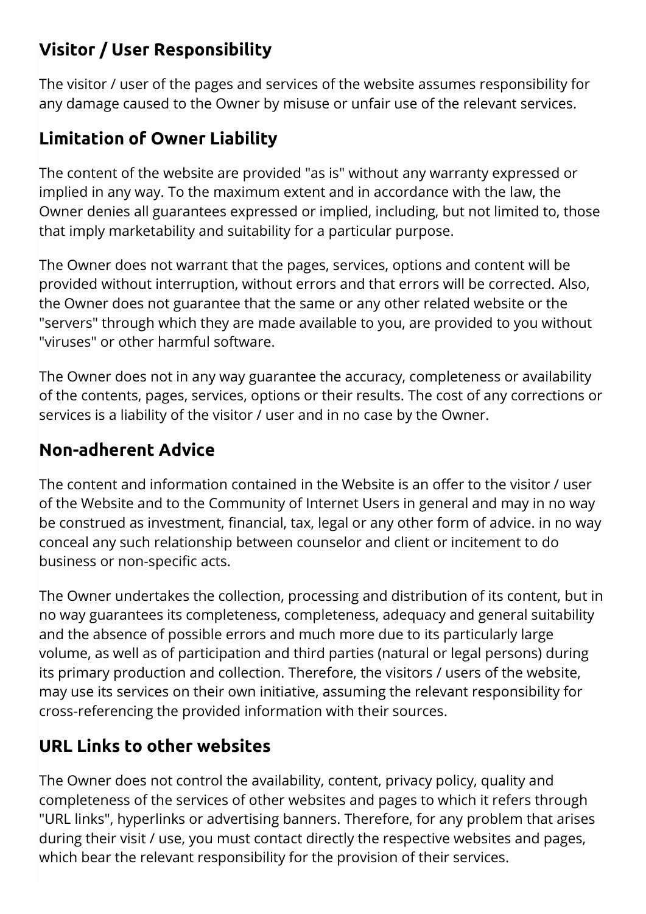## Visitor / User Responsibility

The visitor / user of the pages and services of the website assumes responsibility for any damage caused to the Owner by misuse or unfair use of the relevant services.

## Limitation of Owner Liability

The content of the website are provided "as is" without any warranty expressed or implied in any way. To the maximum extent and in accordance with the law, the Owner denies all guarantees expressed or implied, including, but not limited to, those that imply marketability and suitability for a particular purpose.

The Owner does not warrant that the pages, services, options and content will be provided without interruption, without errors and that errors will be corrected. Also, the Owner does not guarantee that the same or any other related website or the "servers" through which they are made available to you, are provided to you without "viruses" or other harmful software.

The Owner does not in any way guarantee the accuracy, completeness or availability of the contents, pages, services, options or their results. The cost of any corrections or services is a liability of the visitor / user and in no case by the Owner.

## Non-adherent Advice

The content and information contained in the Website is an offer to the visitor / user of the Website and to the Community of Internet Users in general and may in no way be construed as investment, financial, tax, legal or any other form of advice. in no way conceal any such relationship between counselor and client or incitement to do business or non-specific acts.

The Owner undertakes the collection, processing and distribution of its content, but in no way guarantees its completeness, completeness, adequacy and general suitability and the absence of possible errors and much more due to its particularly large volume, as well as of participation and third parties (natural or legal persons) during its primary production and collection. Therefore, the visitors / users of the website, may use its services on their own initiative, assuming the relevant responsibility for cross-referencing the provided information with their sources.

## URL Links to other websites

The Owner does not control the availability, content, privacy policy, quality and completeness of the services of other websites and pages to which it refers through "URL links", hyperlinks or advertising banners. Therefore, for any problem that arises during their visit / use, you must contact directly the respective websites and pages, which bear the relevant responsibility for the provision of their services.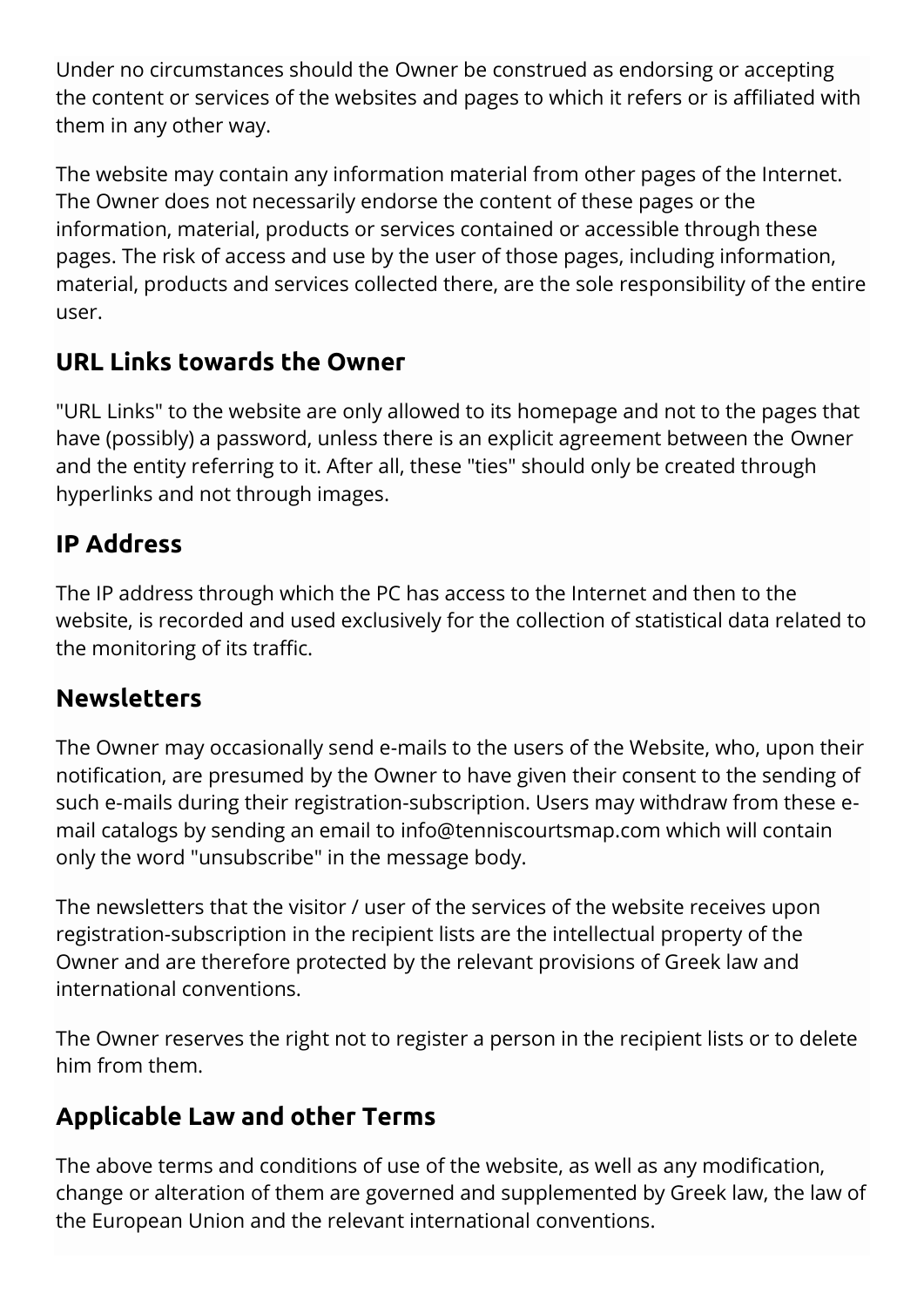Under no circumstances should the Owner be construed as endorsing or accepting the content or services of the websites and pages to which it refers or is affiliated with them in any other way.

The website may contain any information material from other pages of the Internet. The Owner does not necessarily endorse the content of these pages or the information, material, products or services contained or accessible through these pages. The risk of access and use by the user of those pages, including information, material, products and services collected there, are the sole responsibility of the entire user.

## URL Links towards the Owner

"URL Links" to the website are only allowed to its homepage and not to the pages that have (possibly) a password, unless there is an explicit agreement between the Owner and the entity referring to it. After all, these "ties" should only be created through hyperlinks and not through images.

## IP Address

The IP address through which the PC has access to the Internet and then to the website, is recorded and used exclusively for the collection of statistical data related to the monitoring of its traffic.

## Newsletters

The Owner may occasionally send e-mails to the users of the Website, who, upon their notification, are presumed by the Owner to have given their consent to the sending of such e-mails during their registration-subscription. Users may withdraw from these e-mail catalogs by sending an email to info@tenniscourtsmap.com which will contain only the word "unsubscribe" in the message body.

The newsletters that the visitor / user of the services of the website receives upon registration-subscription in the recipient lists are the intellectual property of the Owner and are therefore protected by the relevant provisions of Greek law and international conventions.

The Owner reserves the right not to register a person in the recipient lists or to delete him from them.

## Applicable Law and other Terms

The above terms and conditions of use of the website, as well as any modification, change or alteration of them are governed and supplemented by Greek law, the law of the European Union and the relevant international conventions.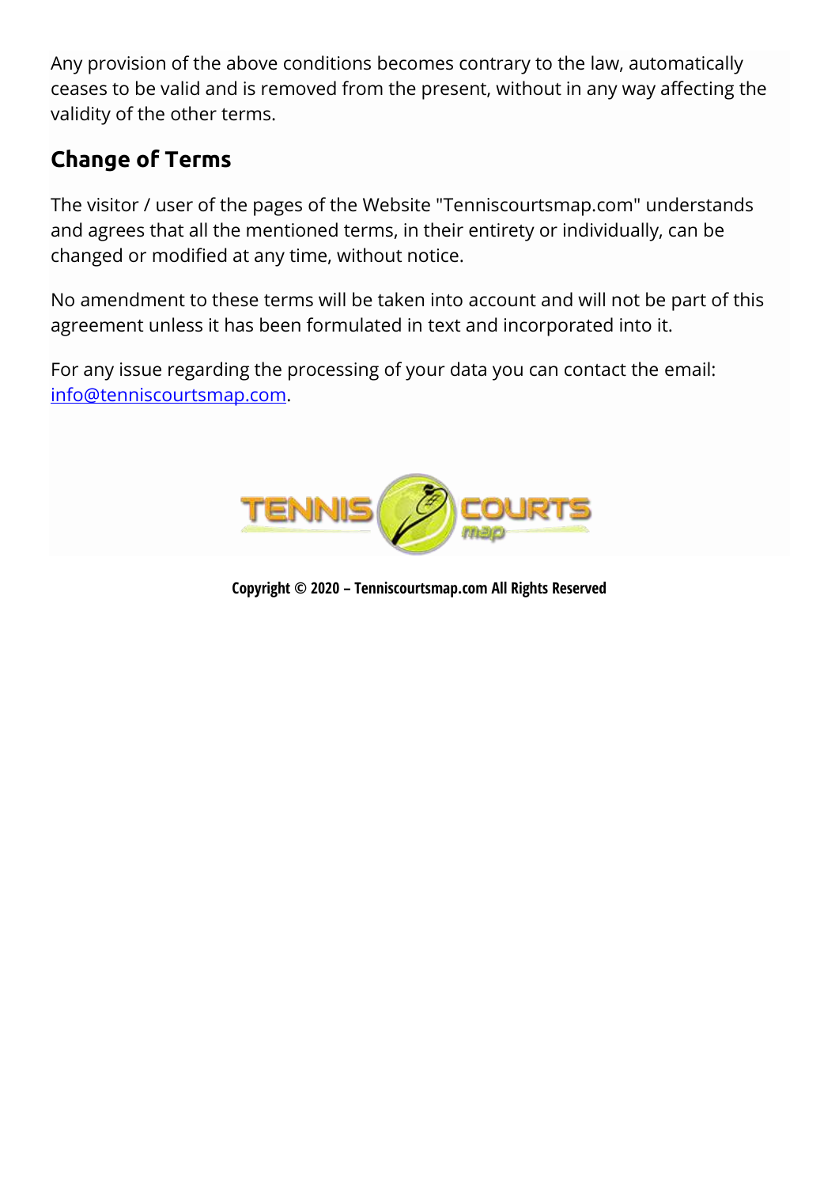Any provision of the above conditions becomes contrary to the law, automatically ceases to be valid and is removed from the present, without in any way affecting the validity of the other terms.

## Change of Terms

The visitor / user of the pages of the Website "Tenniscourtsmap.com" understands and agrees that all the mentioned terms, in their entirety or individually, can be changed or modified at any time, without notice.

No amendment to these terms will be taken into account and will not be part of this agreement unless it has been formulated in text and incorporated into it.

For any issue regarding the processing of your data you can contact the email: [info@tenniscourtsmap.com](mailto:info@tenniscourtsmap.com).

TENNIS COURTS map

**Copyright © 2020 – Tenniscourtsmap.com All Rights Reserved**